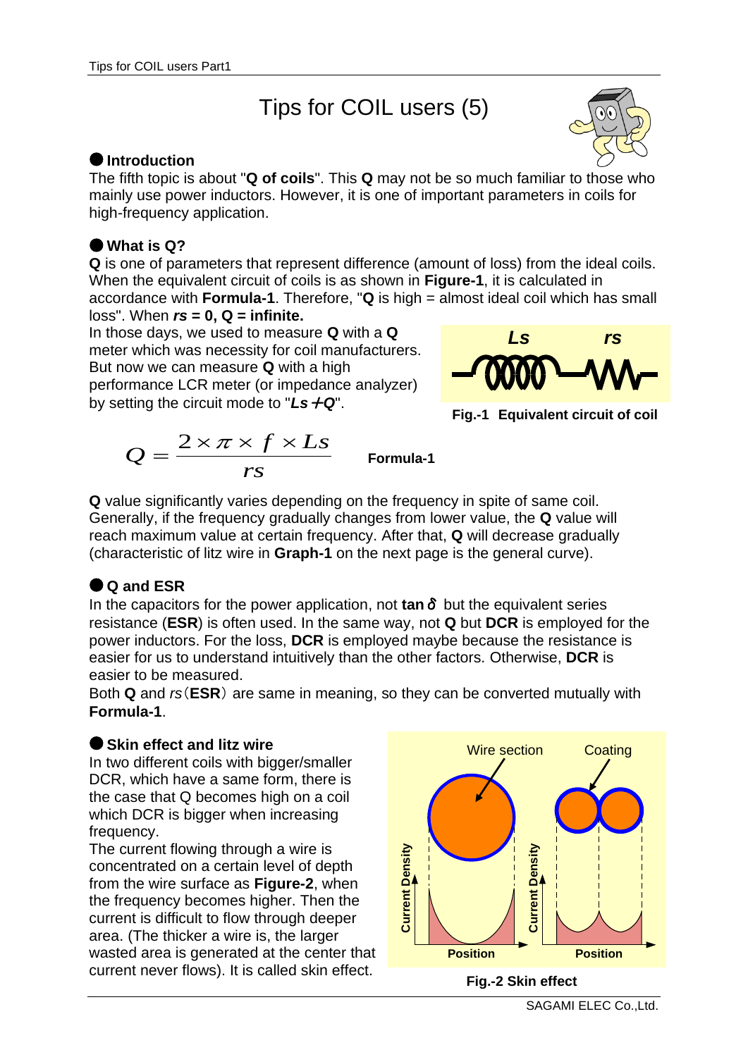# Tips for COIL users (5)

## ● Introduction

The fifth topic is about "**Q of coils**". This **Q** may not be so much familiar to those who mainly use power inductors. However, it is one of important parameters in coils for high-frequency application.

## ● What is Q?

**Q** is one of parameters that represent difference (amount of loss) from the ideal coils. When the equivalent circuit of coils is as shown in **Figure-1**, it is calculated in accordance with **Formula-1**. Therefore, "**Q** is high = almost ideal coil which has small loss". When ***rs* = 0, Q = infinite.**

In those days, we used to measure **Q** with a **Q** meter which was necessity for coil manufacturers. But now we can measure **Q** with a high performance LCR meter (or impedance analyzer) by setting the circuit mode to "***Ls*＋*Q***".

**Fig.-1 Equivalent circuit of coil**

$$Q = \frac{2 \times \pi \times f \times Ls}{rs}$$ **Formula-1**

**Q** value significantly varies depending on the frequency in spite of same coil. Generally, if the frequency gradually changes from lower value, the **Q** value will reach maximum value at certain frequency. After that, **Q** will decrease gradually (characteristic of litz wire in **Graph-1** on the next page is the general curve).

## ● Q and ESR

In the capacitors for the power application, not **tan**$\delta$ but the equivalent series resistance (**ESR**) is often used. In the same way, not **Q** but **DCR** is employed for the power inductors. For the loss, **DCR** is employed maybe because the resistance is easier for us to understand intuitively than the other factors. Otherwise, **DCR** is easier to be measured.

Both **Q** and *rs*（**ESR**）are same in meaning, so they can be converted mutually with **Formula-1**.

## ● Skin effect and litz wire

In two different coils with bigger/smaller DCR, which have a same form, there is the case that Q becomes high on a coil which DCR is bigger when increasing frequency.

The current flowing through a wire is concentrated on a certain level of depth from the wire surface as **Figure-2**, when the frequency becomes higher. Then the current is difficult to flow through deeper area. (The thicker a wire is, the larger wasted area is generated at the center that current never flows). It is called skin effect.

**Fig.-2 Skin effect**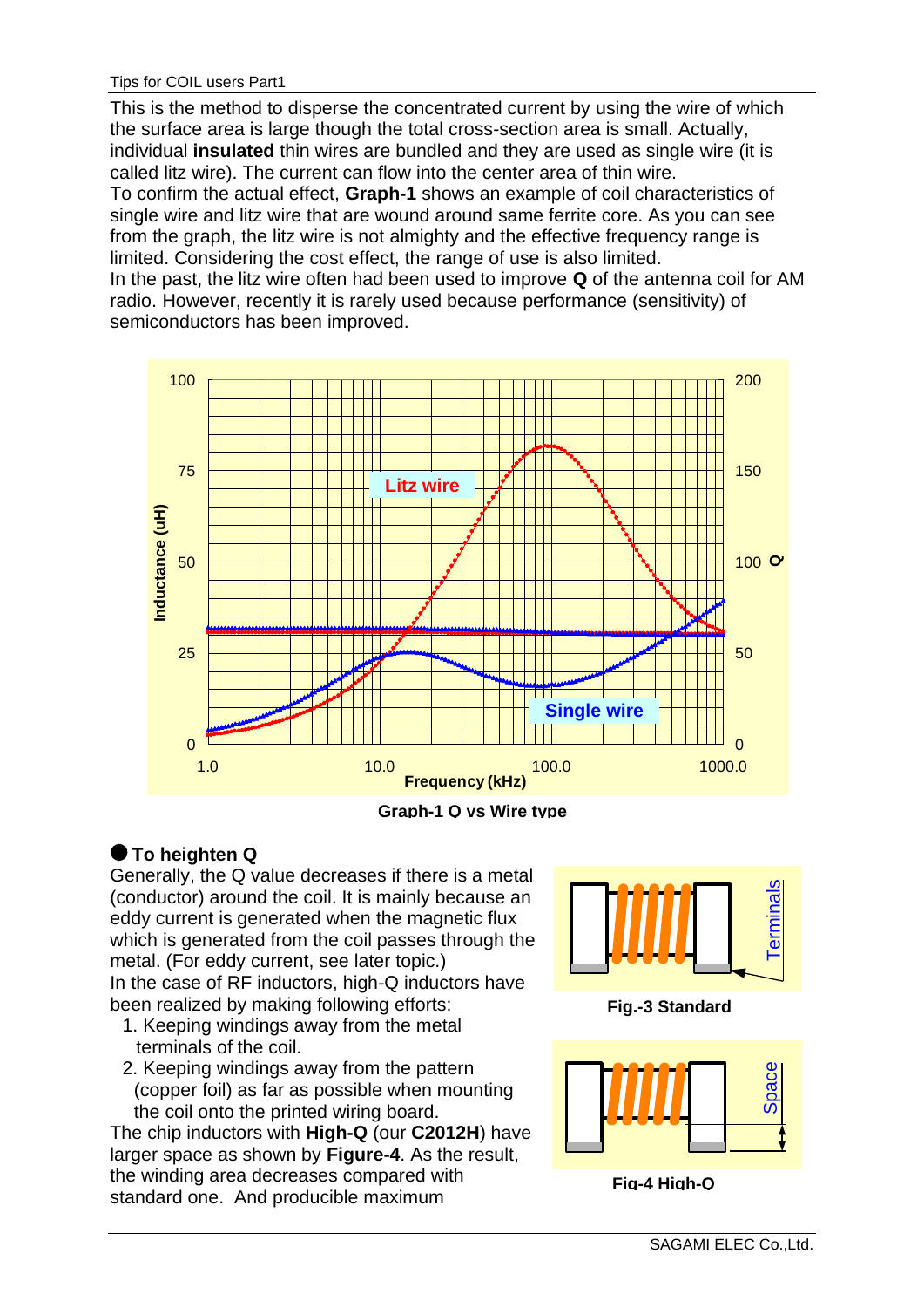This is the method to disperse the concentrated current by using the wire of which the surface area is large though the total cross-section area is small. Actually, individual **insulated** thin wires are bundled and they are used as single wire (it is called litz wire). The current can flow into the center area of thin wire.
To confirm the actual effect, **Graph-1** shows an example of coil characteristics of single wire and litz wire that are wound around same ferrite core. As you can see from the graph, the litz wire is not almighty and the effective frequency range is limited. Considering the cost effect, the range of use is also limited.
In the past, the litz wire often had been used to improve **Q** of the antenna coil for AM radio. However, recently it is rarely used because performance (sensitivity) of semiconductors has been improved.

Graph-1 Q vs Wire type

## ● To heighten Q

Generally, the Q value decreases if there is a metal (conductor) around the coil. It is mainly because an eddy current is generated when the magnetic flux which is generated from the coil passes through the metal. (For eddy current, see later topic.)
In the case of RF inductors, high-Q inductors have been realized by making following efforts:

1. Keeping windings away from the metal terminals of the coil.
2. Keeping windings away from the pattern (copper foil) as far as possible when mounting the coil onto the printed wiring board.

The chip inductors with **High-Q** (our **C2012H**) have larger space as shown by **Figure-4**. As the result, the winding area decreases compared with standard one. And producible maximum

Fig.-3 Standard

Fig-4 High-Q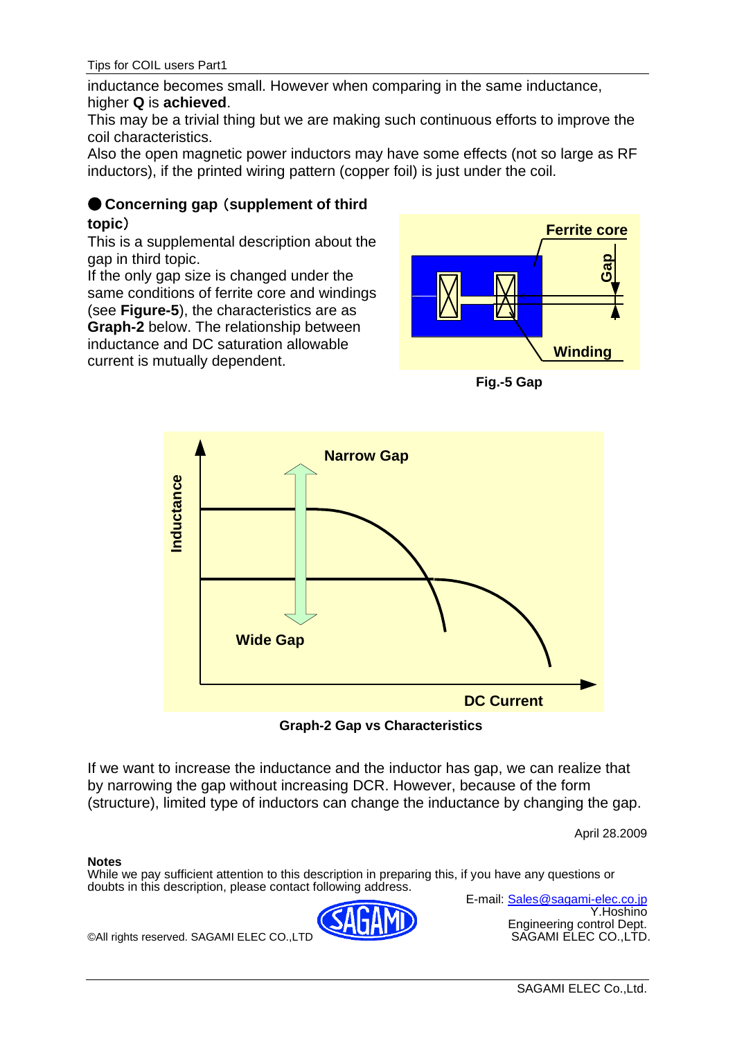inductance becomes small. However when comparing in the same inductance, higher **Q** is **achieved**.
This may be a trivial thing but we are making such continuous efforts to improve the coil characteristics.
Also the open magnetic power inductors may have some effects (not so large as RF inductors), if the printed wiring pattern (copper foil) is just under the coil.

### ● Concerning gap（supplement of third topic）

This is a supplemental description about the gap in third topic.
If the only gap size is changed under the same conditions of ferrite core and windings (see **Figure-5**), the characteristics are as **Graph-2** below. The relationship between inductance and DC saturation allowable current is mutually dependent.

Ferrite core
Gap
Winding

**Fig.-5 Gap**

Narrow Gap
Inductance
Wide Gap
DC Current

**Graph-2 Gap vs Characteristics**

If we want to increase the inductance and the inductor has gap, we can realize that by narrowing the gap without increasing DCR. However, because of the form (structure), limited type of inductors can change the inductance by changing the gap.

April 28.2009

**Notes**
While we pay sufficient attention to this description in preparing this, if you have any questions or doubts in this description, please contact following address.

E-mail: Sales@sagami-elec.co.jp
Y.Hoshino
Engineering control Dept.
SAGAMI ELEC CO.,LTD.

©All rights reserved. SAGAMI ELEC CO.,LTD